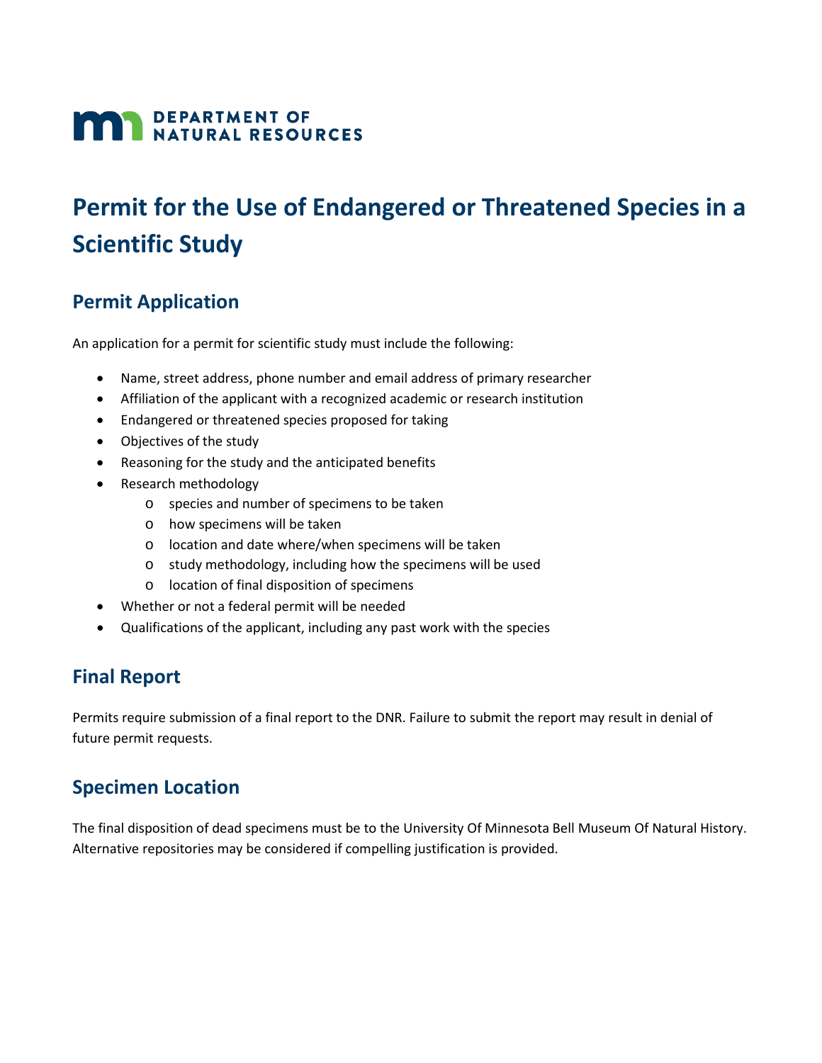DEPARTMENT OF NATURAL RESOURCES

# Permit for the Use of Endangered or Threatened Species in a Scientific Study

## Permit Application

An application for a permit for scientific study must include the following:

- Name, street address, phone number and email address of primary researcher
- Affiliation of the applicant with a recognized academic or research institution
- Endangered or threatened species proposed for taking
- Objectives of the study
- Reasoning for the study and the anticipated benefits
- Research methodology
  - species and number of specimens to be taken
  - how specimens will be taken
  - location and date where/when specimens will be taken
  - study methodology, including how the specimens will be used
  - location of final disposition of specimens
- Whether or not a federal permit will be needed
- Qualifications of the applicant, including any past work with the species

## Final Report

Permits require submission of a final report to the DNR. Failure to submit the report may result in denial of future permit requests.

## Specimen Location

The final disposition of dead specimens must be to the University Of Minnesota Bell Museum Of Natural History. Alternative repositories may be considered if compelling justification is provided.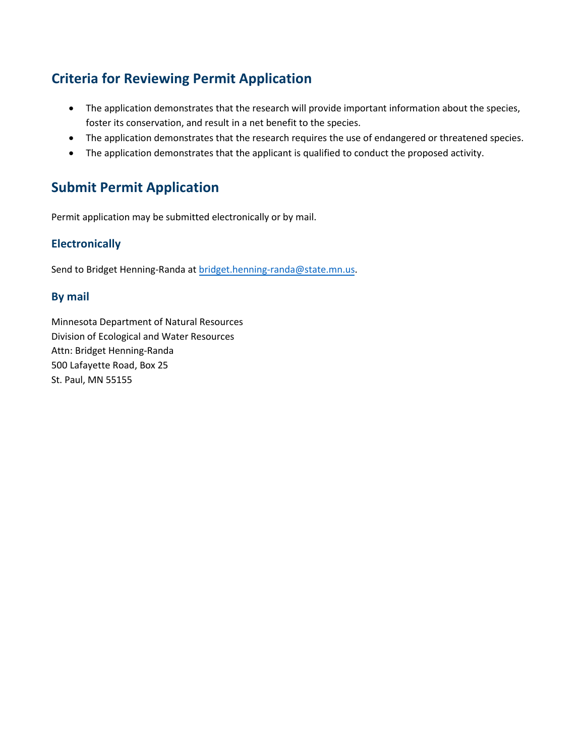## Criteria for Reviewing Permit Application

- The application demonstrates that the research will provide important information about the species, foster its conservation, and result in a net benefit to the species.
- The application demonstrates that the research requires the use of endangered or threatened species.
- The application demonstrates that the applicant is qualified to conduct the proposed activity.

## Submit Permit Application

Permit application may be submitted electronically or by mail.

### Electronically

Send to Bridget Henning-Randa at bridget.henning-randa@state.mn.us.

### By mail

Minnesota Department of Natural Resources
Division of Ecological and Water Resources
Attn: Bridget Henning-Randa
500 Lafayette Road, Box 25
St. Paul, MN 55155